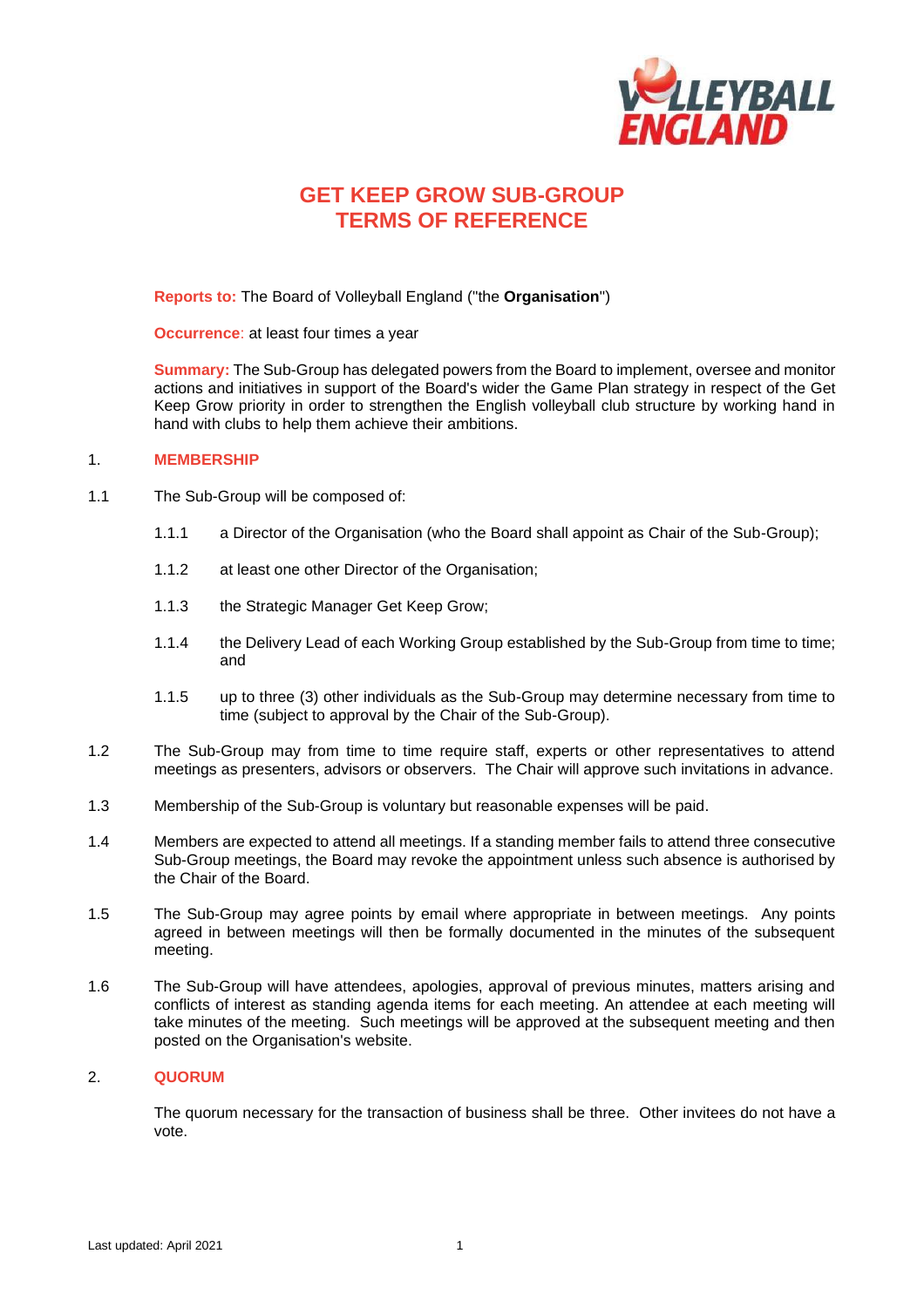# GET KEEP GROW SUB-GROUP TERMS OF REFERENCE

**Reports to:** The Board of Volleyball England ("the **Organisation**")

**Occurrence**: at least four times a year

**Summary:** The Sub-Group has delegated powers from the Board to implement, oversee and monitor actions and initiatives in support of the Board's wider the Game Plan strategy in respect of the Get Keep Grow priority in order to strengthen the English volleyball club structure by working hand in hand with clubs to help them achieve their ambitions.

## 1. MEMBERSHIP

1.1 The Sub-Group will be composed of:

- 1.1.1 a Director of the Organisation (who the Board shall appoint as Chair of the Sub-Group);
- 1.1.2 at least one other Director of the Organisation;
- 1.1.3 the Strategic Manager Get Keep Grow;
- 1.1.4 the Delivery Lead of each Working Group established by the Sub-Group from time to time; and
- 1.1.5 up to three (3) other individuals as the Sub-Group may determine necessary from time to time (subject to approval by the Chair of the Sub-Group).

1.2 The Sub-Group may from time to time require staff, experts or other representatives to attend meetings as presenters, advisors or observers. The Chair will approve such invitations in advance.

1.3 Membership of the Sub-Group is voluntary but reasonable expenses will be paid.

1.4 Members are expected to attend all meetings. If a standing member fails to attend three consecutive Sub-Group meetings, the Board may revoke the appointment unless such absence is authorised by the Chair of the Board.

1.5 The Sub-Group may agree points by email where appropriate in between meetings. Any points agreed in between meetings will then be formally documented in the minutes of the subsequent meeting.

1.6 The Sub-Group will have attendees, apologies, approval of previous minutes, matters arising and conflicts of interest as standing agenda items for each meeting. An attendee at each meeting will take minutes of the meeting. Such meetings will be approved at the subsequent meeting and then posted on the Organisation's website.

## 2. QUORUM

The quorum necessary for the transaction of business shall be three. Other invitees do not have a vote.

Last updated: April 2021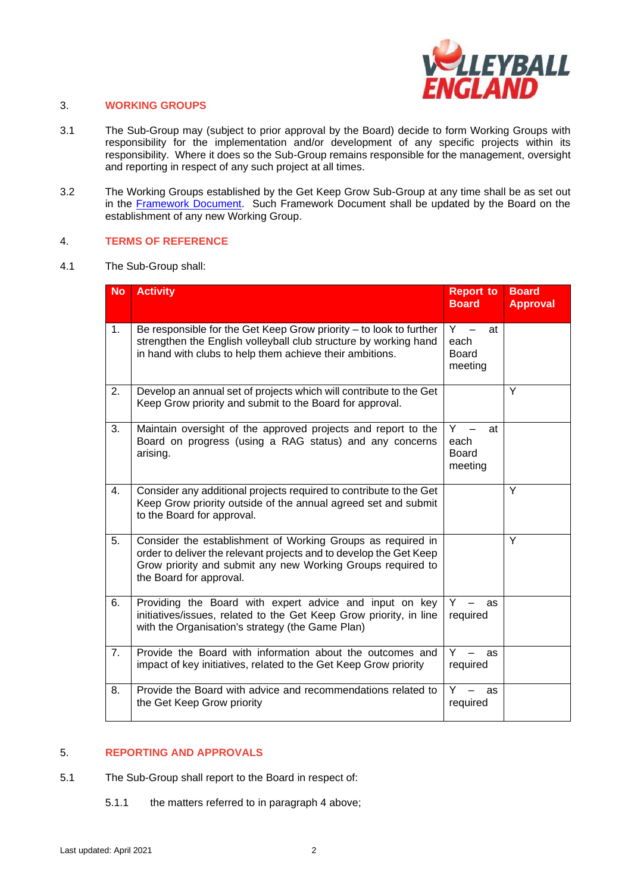## 3. WORKING GROUPS

3.1 The Sub-Group may (subject to prior approval by the Board) decide to form Working Groups with responsibility for the implementation and/or development of any specific projects within its responsibility. Where it does so the Sub-Group remains responsible for the management, oversight and reporting in respect of any such project at all times.

3.2 The Working Groups established by the Get Keep Grow Sub-Group at any time shall be as set out in the [Framework Document](). Such Framework Document shall be updated by the Board on the establishment of any new Working Group.

## 4. TERMS OF REFERENCE

4.1 The Sub-Group shall:

| No | Activity | Report to Board | Board Approval |
|---|---|---|---|
| 1. | Be responsible for the Get Keep Grow priority – to look to further strengthen the English volleyball club structure by working hand in hand with clubs to help them achieve their ambitions. | Y – at each Board meeting | |
| 2. | Develop an annual set of projects which will contribute to the Get Keep Grow priority and submit to the Board for approval. | | Y |
| 3. | Maintain oversight of the approved projects and report to the Board on progress (using a RAG status) and any concerns arising. | Y – at each Board meeting | |
| 4. | Consider any additional projects required to contribute to the Get Keep Grow priority outside of the annual agreed set and submit to the Board for approval. | | Y |
| 5. | Consider the establishment of Working Groups as required in order to deliver the relevant projects and to develop the Get Keep Grow priority and submit any new Working Groups required to the Board for approval. | | Y |
| 6. | Providing the Board with expert advice and input on key initiatives/issues, related to the Get Keep Grow priority, in line with the Organisation's strategy (the Game Plan) | Y – as required | |
| 7. | Provide the Board with information about the outcomes and impact of key initiatives, related to the Get Keep Grow priority | Y – as required | |
| 8. | Provide the Board with advice and recommendations related to the Get Keep Grow priority | Y – as required | |

## 5. REPORTING AND APPROVALS

5.1 The Sub-Group shall report to the Board in respect of:

5.1.1 the matters referred to in paragraph 4 above;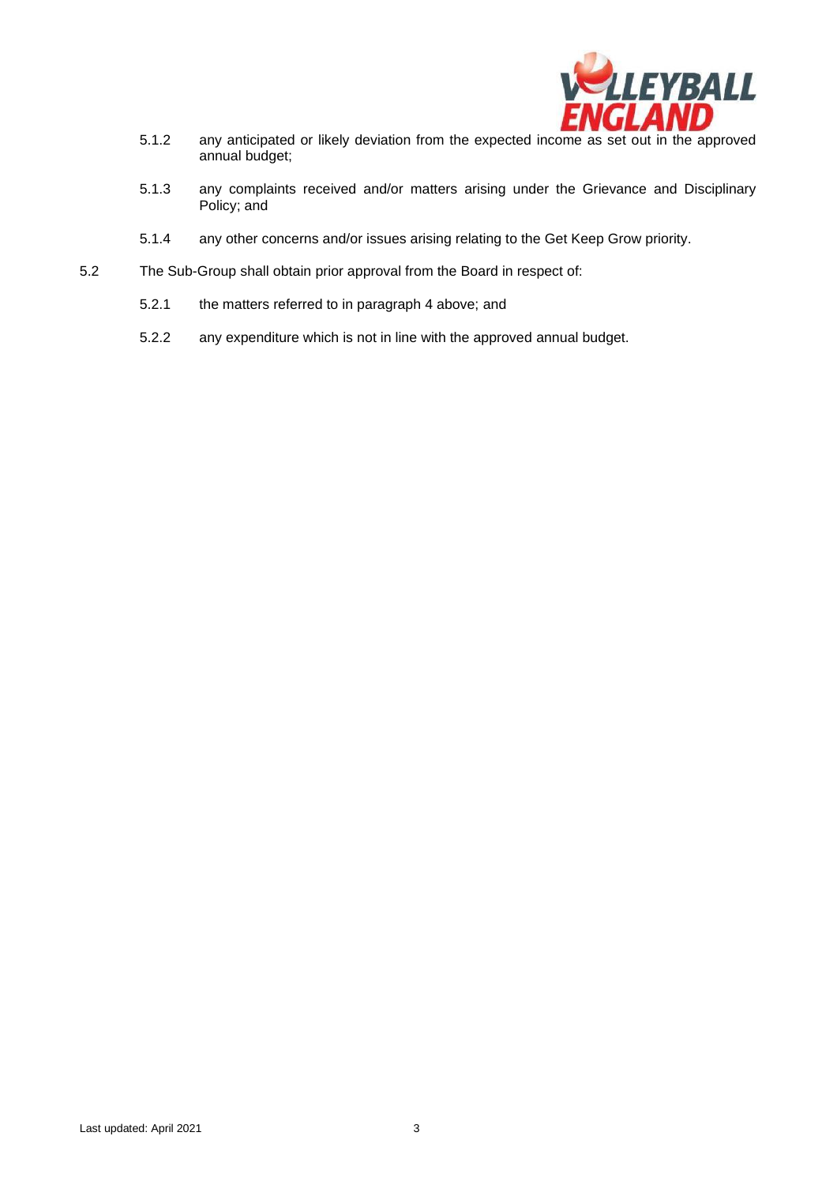5.1.2 any anticipated or likely deviation from the expected income as set out in the approved annual budget;

5.1.3 any complaints received and/or matters arising under the Grievance and Disciplinary Policy; and

5.1.4 any other concerns and/or issues arising relating to the Get Keep Grow priority.

5.2 The Sub-Group shall obtain prior approval from the Board in respect of:

5.2.1 the matters referred to in paragraph 4 above; and

5.2.2 any expenditure which is not in line with the approved annual budget.

Last updated: April 2021